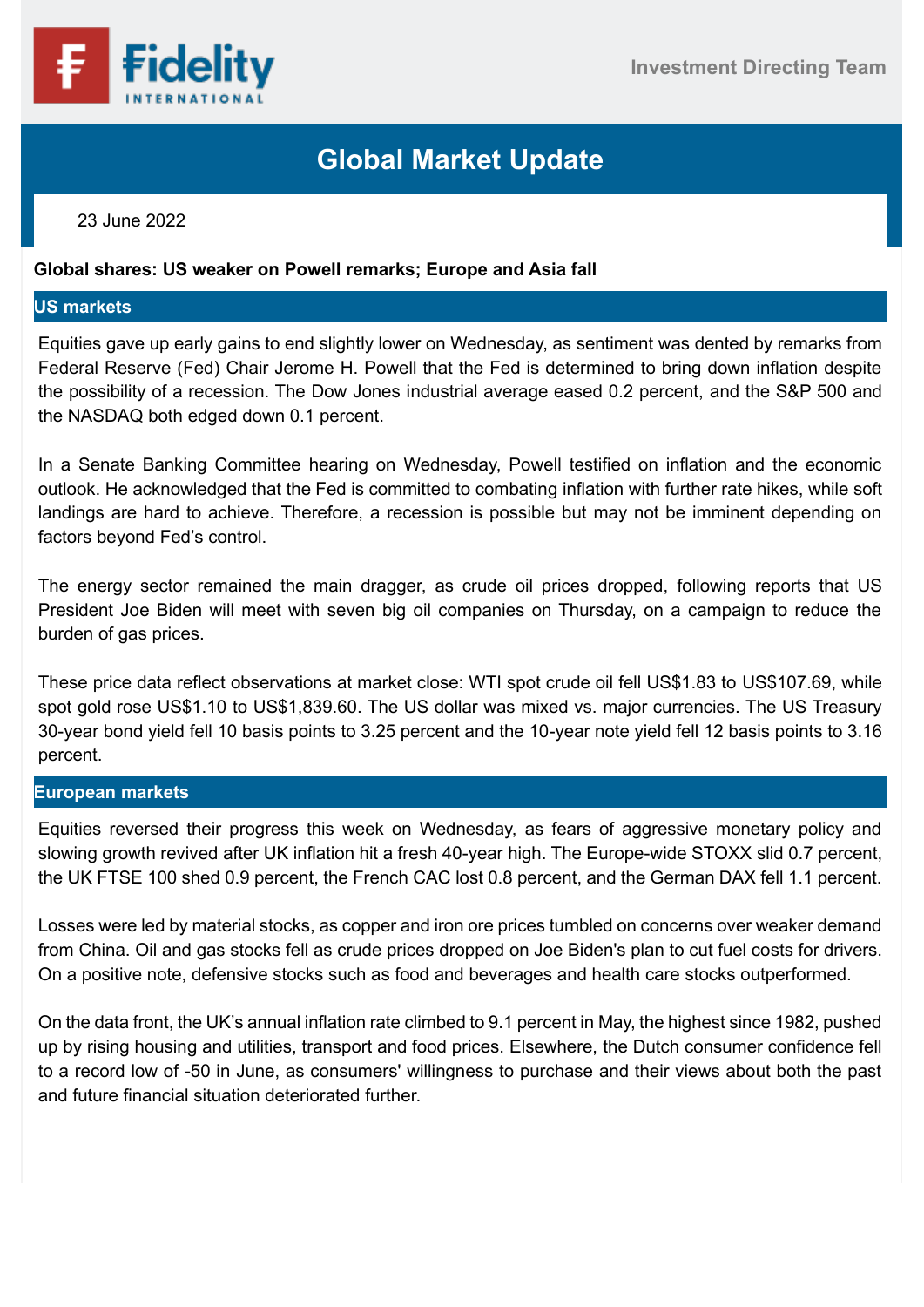Fidelity International

Investment Directing Team

# Global Market Update

23 June 2022

**Global shares: US weaker on Powell remarks; Europe and Asia fall**

## US markets

Equities gave up early gains to end slightly lower on Wednesday, as sentiment was dented by remarks from Federal Reserve (Fed) Chair Jerome H. Powell that the Fed is determined to bring down inflation despite the possibility of a recession. The Dow Jones industrial average eased 0.2 percent, and the S&P 500 and the NASDAQ both edged down 0.1 percent.

In a Senate Banking Committee hearing on Wednesday, Powell testified on inflation and the economic outlook. He acknowledged that the Fed is committed to combating inflation with further rate hikes, while soft landings are hard to achieve. Therefore, a recession is possible but may not be imminent depending on factors beyond Fed's control.

The energy sector remained the main dragger, as crude oil prices dropped, following reports that US President Joe Biden will meet with seven big oil companies on Thursday, on a campaign to reduce the burden of gas prices.

These price data reflect observations at market close: WTI spot crude oil fell US$1.83 to US$107.69, while spot gold rose US$1.10 to US$1,839.60. The US dollar was mixed vs. major currencies. The US Treasury 30-year bond yield fell 10 basis points to 3.25 percent and the 10-year note yield fell 12 basis points to 3.16 percent.

## European markets

Equities reversed their progress this week on Wednesday, as fears of aggressive monetary policy and slowing growth revived after UK inflation hit a fresh 40-year high. The Europe-wide STOXX slid 0.7 percent, the UK FTSE 100 shed 0.9 percent, the French CAC lost 0.8 percent, and the German DAX fell 1.1 percent.

Losses were led by material stocks, as copper and iron ore prices tumbled on concerns over weaker demand from China. Oil and gas stocks fell as crude prices dropped on Joe Biden's plan to cut fuel costs for drivers. On a positive note, defensive stocks such as food and beverages and health care stocks outperformed.

On the data front, the UK's annual inflation rate climbed to 9.1 percent in May, the highest since 1982, pushed up by rising housing and utilities, transport and food prices. Elsewhere, the Dutch consumer confidence fell to a record low of -50 in June, as consumers' willingness to purchase and their views about both the past and future financial situation deteriorated further.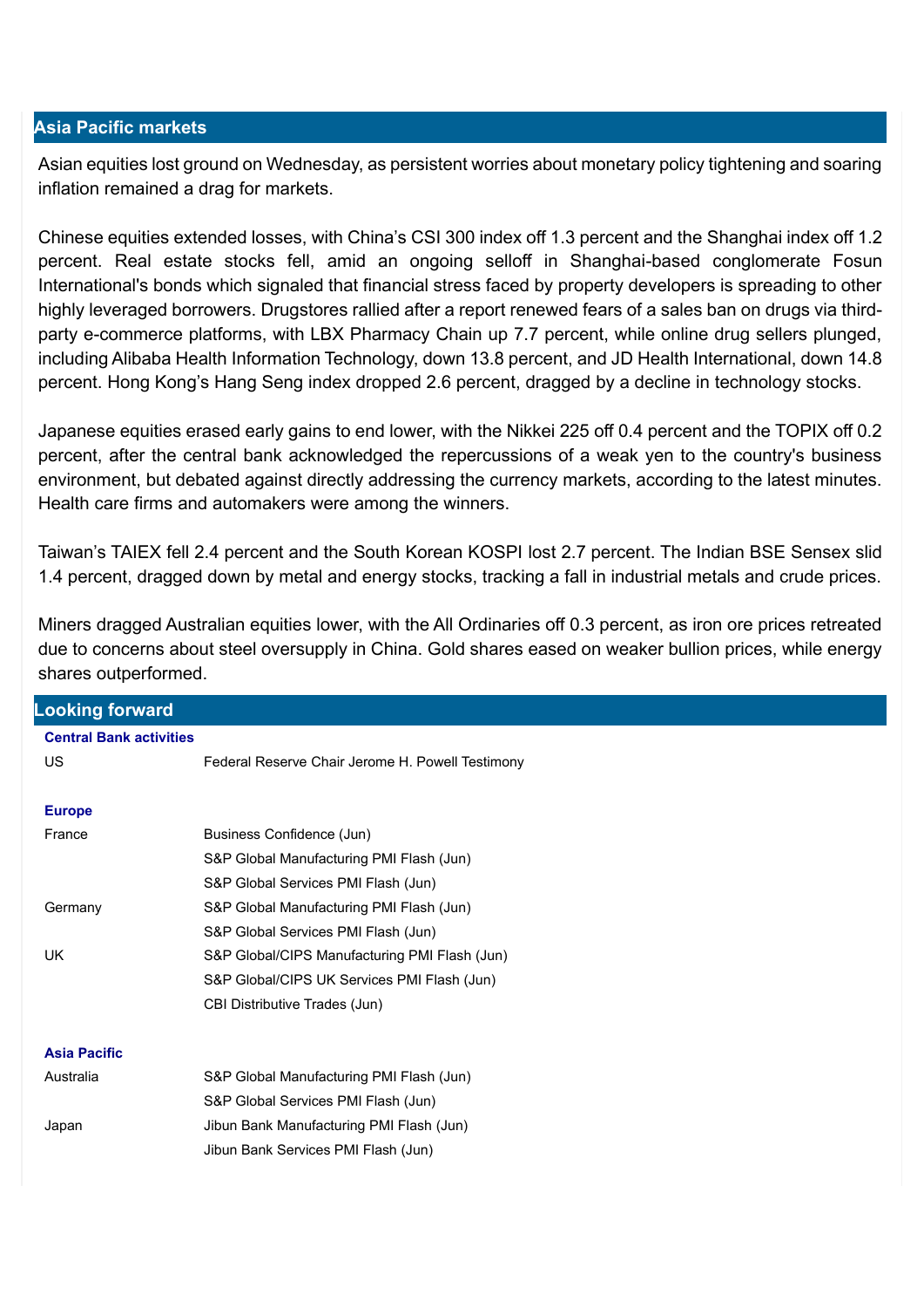## Asia Pacific markets

Asian equities lost ground on Wednesday, as persistent worries about monetary policy tightening and soaring inflation remained a drag for markets.

Chinese equities extended losses, with China's CSI 300 index off 1.3 percent and the Shanghai index off 1.2 percent. Real estate stocks fell, amid an ongoing selloff in Shanghai-based conglomerate Fosun International's bonds which signaled that financial stress faced by property developers is spreading to other highly leveraged borrowers. Drugstores rallied after a report renewed fears of a sales ban on drugs via third-party e-commerce platforms, with LBX Pharmacy Chain up 7.7 percent, while online drug sellers plunged, including Alibaba Health Information Technology, down 13.8 percent, and JD Health International, down 14.8 percent. Hong Kong's Hang Seng index dropped 2.6 percent, dragged by a decline in technology stocks.

Japanese equities erased early gains to end lower, with the Nikkei 225 off 0.4 percent and the TOPIX off 0.2 percent, after the central bank acknowledged the repercussions of a weak yen to the country's business environment, but debated against directly addressing the currency markets, according to the latest minutes. Health care firms and automakers were among the winners.

Taiwan's TAIEX fell 2.4 percent and the South Korean KOSPI lost 2.7 percent. The Indian BSE Sensex slid 1.4 percent, dragged down by metal and energy stocks, tracking a fall in industrial metals and crude prices.

Miners dragged Australian equities lower, with the All Ordinaries off 0.3 percent, as iron ore prices retreated due to concerns about steel oversupply in China. Gold shares eased on weaker bullion prices, while energy shares outperformed.

## Looking forward

| **Central Bank activities** | |
|---|---|
| US | Federal Reserve Chair Jerome H. Powell Testimony |
| | |
| **Europe** | |
| France | Business Confidence (Jun) |
| | S&P Global Manufacturing PMI Flash (Jun) |
| | S&P Global Services PMI Flash (Jun) |
| Germany | S&P Global Manufacturing PMI Flash (Jun) |
| | S&P Global Services PMI Flash (Jun) |
| UK | S&P Global/CIPS Manufacturing PMI Flash (Jun) |
| | S&P Global/CIPS UK Services PMI Flash (Jun) |
| | CBI Distributive Trades (Jun) |
| | |
| **Asia Pacific** | |
| Australia | S&P Global Manufacturing PMI Flash (Jun) |
| | S&P Global Services PMI Flash (Jun) |
| Japan | Jibun Bank Manufacturing PMI Flash (Jun) |
| | Jibun Bank Services PMI Flash (Jun) |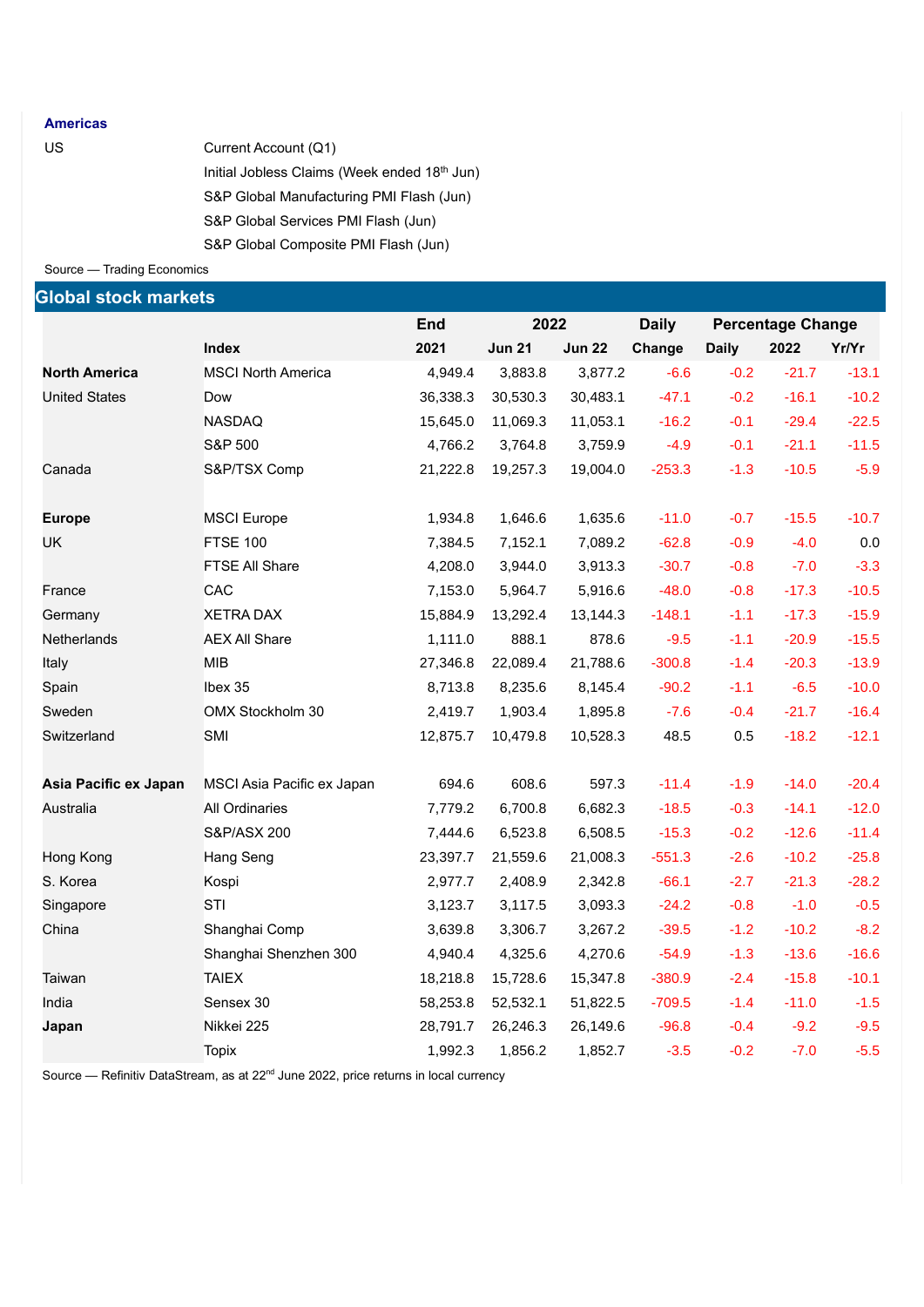**Americas**

| | |
|---|---|
| US | Current Account (Q1) |
| | Initial Jobless Claims (Week ended 18th Jun) |
| | S&P Global Manufacturing PMI Flash (Jun) |
| | S&P Global Services PMI Flash (Jun) |
| | S&P Global Composite PMI Flash (Jun) |

Source — Trading Economics

## Global stock markets

| | | End | 2022 | | Daily | Percentage Change | | |
|---|---|---|---|---|---|---|---|---|
| | Index | 2021 | Jun 21 | Jun 22 | Change | Daily | 2022 | Yr/Yr |
| **North America** | MSCI North America | 4,949.4 | 3,883.8 | 3,877.2 | -6.6 | -0.2 | -21.7 | -13.1 |
| United States | Dow | 36,338.3 | 30,530.3 | 30,483.1 | -47.1 | -0.2 | -16.1 | -10.2 |
| | NASDAQ | 15,645.0 | 11,069.3 | 11,053.1 | -16.2 | -0.1 | -29.4 | -22.5 |
| | S&P 500 | 4,766.2 | 3,764.8 | 3,759.9 | -4.9 | -0.1 | -21.1 | -11.5 |
| Canada | S&P/TSX Comp | 21,222.8 | 19,257.3 | 19,004.0 | -253.3 | -1.3 | -10.5 | -5.9 |
| | | | | | | | | |
| **Europe** | MSCI Europe | 1,934.8 | 1,646.6 | 1,635.6 | -11.0 | -0.7 | -15.5 | -10.7 |
| UK | FTSE 100 | 7,384.5 | 7,152.1 | 7,089.2 | -62.8 | -0.9 | -4.0 | 0.0 |
| | FTSE All Share | 4,208.0 | 3,944.0 | 3,913.3 | -30.7 | -0.8 | -7.0 | -3.3 |
| France | CAC | 7,153.0 | 5,964.7 | 5,916.6 | -48.0 | -0.8 | -17.3 | -10.5 |
| Germany | XETRA DAX | 15,884.9 | 13,292.4 | 13,144.3 | -148.1 | -1.1 | -17.3 | -15.9 |
| Netherlands | AEX All Share | 1,111.0 | 888.1 | 878.6 | -9.5 | -1.1 | -20.9 | -15.5 |
| Italy | MIB | 27,346.8 | 22,089.4 | 21,788.6 | -300.8 | -1.4 | -20.3 | -13.9 |
| Spain | Ibex 35 | 8,713.8 | 8,235.6 | 8,145.4 | -90.2 | -1.1 | -6.5 | -10.0 |
| Sweden | OMX Stockholm 30 | 2,419.7 | 1,903.4 | 1,895.8 | -7.6 | -0.4 | -21.7 | -16.4 |
| Switzerland | SMI | 12,875.7 | 10,479.8 | 10,528.3 | 48.5 | 0.5 | -18.2 | -12.1 |
| | | | | | | | | |
| **Asia Pacific ex Japan** | MSCI Asia Pacific ex Japan | 694.6 | 608.6 | 597.3 | -11.4 | -1.9 | -14.0 | -20.4 |
| Australia | All Ordinaries | 7,779.2 | 6,700.8 | 6,682.3 | -18.5 | -0.3 | -14.1 | -12.0 |
| | S&P/ASX 200 | 7,444.6 | 6,523.8 | 6,508.5 | -15.3 | -0.2 | -12.6 | -11.4 |
| Hong Kong | Hang Seng | 23,397.7 | 21,559.6 | 21,008.3 | -551.3 | -2.6 | -10.2 | -25.8 |
| S. Korea | Kospi | 2,977.7 | 2,408.9 | 2,342.8 | -66.1 | -2.7 | -21.3 | -28.2 |
| Singapore | STI | 3,123.7 | 3,117.5 | 3,093.3 | -24.2 | -0.8 | -1.0 | -0.5 |
| China | Shanghai Comp | 3,639.8 | 3,306.7 | 3,267.2 | -39.5 | -1.2 | -10.2 | -8.2 |
| | Shanghai Shenzhen 300 | 4,940.4 | 4,325.6 | 4,270.6 | -54.9 | -1.3 | -13.6 | -16.6 |
| Taiwan | TAIEX | 18,218.8 | 15,728.6 | 15,347.8 | -380.9 | -2.4 | -15.8 | -10.1 |
| India | Sensex 30 | 58,253.8 | 52,532.1 | 51,822.5 | -709.5 | -1.4 | -11.0 | -1.5 |
| **Japan** | Nikkei 225 | 28,791.7 | 26,246.3 | 26,149.6 | -96.8 | -0.4 | -9.2 | -9.5 |
| | Topix | 1,992.3 | 1,856.2 | 1,852.7 | -3.5 | -0.2 | -7.0 | -5.5 |

Source — Refinitiv DataStream, as at 22nd June 2022, price returns in local currency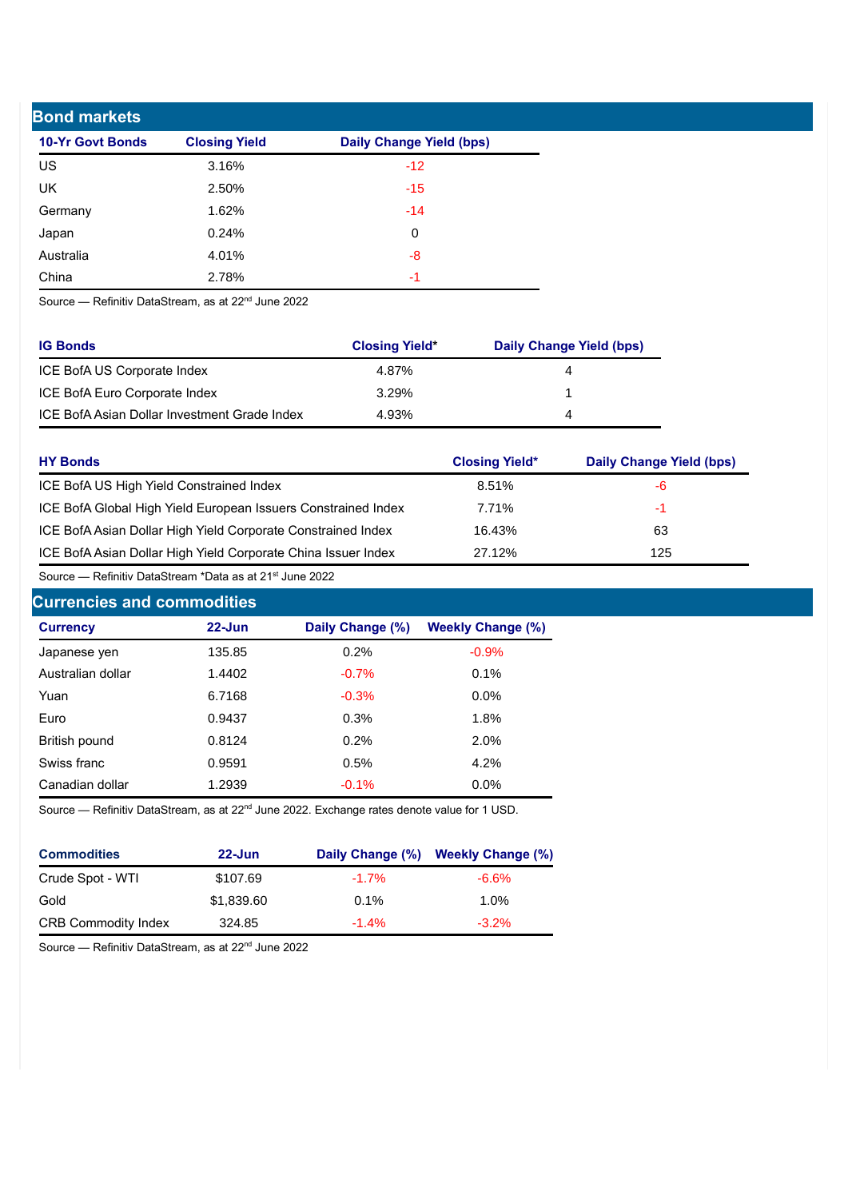## Bond markets

| 10-Yr Govt Bonds | Closing Yield | Daily Change Yield (bps) |
|---|---|---|
| US | 3.16% | -12 |
| UK | 2.50% | -15 |
| Germany | 1.62% | -14 |
| Japan | 0.24% | 0 |
| Australia | 4.01% | -8 |
| China | 2.78% | -1 |

Source — Refinitiv DataStream, as at 22nd June 2022

| IG Bonds | Closing Yield* | Daily Change Yield (bps) |
|---|---|---|
| ICE BofA US Corporate Index | 4.87% | 4 |
| ICE BofA Euro Corporate Index | 3.29% | 1 |
| ICE BofA Asian Dollar Investment Grade Index | 4.93% | 4 |

| HY Bonds | Closing Yield* | Daily Change Yield (bps) |
|---|---|---|
| ICE BofA US High Yield Constrained Index | 8.51% | -6 |
| ICE BofA Global High Yield European Issuers Constrained Index | 7.71% | -1 |
| ICE BofA Asian Dollar High Yield Corporate Constrained Index | 16.43% | 63 |
| ICE BofA Asian Dollar High Yield Corporate China Issuer Index | 27.12% | 125 |

Source — Refinitiv DataStream *Data as at 21st June 2022

## Currencies and commodities

| Currency | 22-Jun | Daily Change (%) | Weekly Change (%) |
|---|---|---|---|
| Japanese yen | 135.85 | 0.2% | -0.9% |
| Australian dollar | 1.4402 | -0.7% | 0.1% |
| Yuan | 6.7168 | -0.3% | 0.0% |
| Euro | 0.9437 | 0.3% | 1.8% |
| British pound | 0.8124 | 0.2% | 2.0% |
| Swiss franc | 0.9591 | 0.5% | 4.2% |
| Canadian dollar | 1.2939 | -0.1% | 0.0% |

Source — Refinitiv DataStream, as at 22nd June 2022. Exchange rates denote value for 1 USD.

| Commodities | 22-Jun | Daily Change (%) | Weekly Change (%) |
|---|---|---|---|
| Crude Spot - WTI | $107.69 | -1.7% | -6.6% |
| Gold | $1,839.60 | 0.1% | 1.0% |
| CRB Commodity Index | 324.85 | -1.4% | -3.2% |

Source — Refinitiv DataStream, as at 22nd June 2022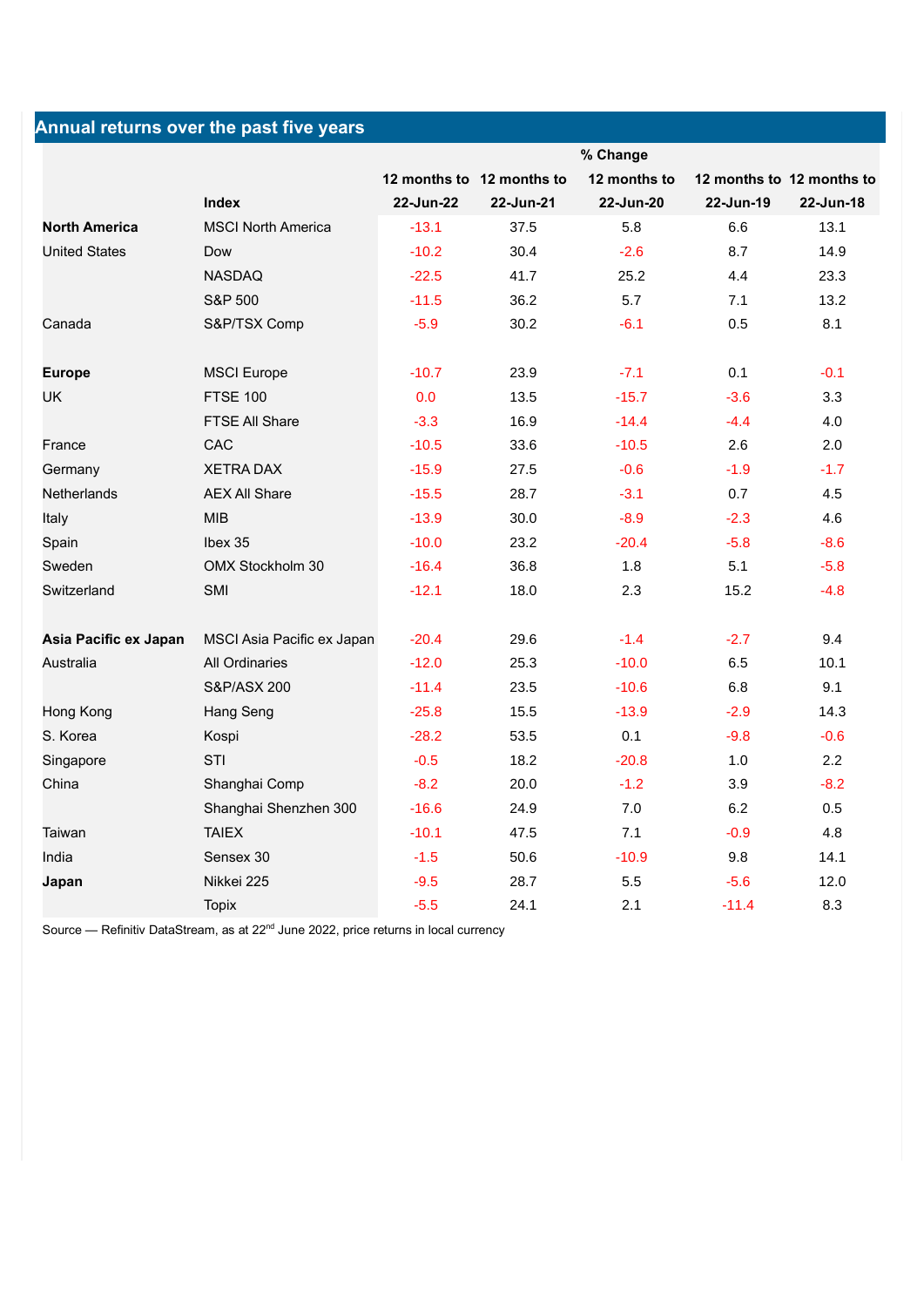## Annual returns over the past five years

| | Index | 12 months to 22-Jun-22 | 12 months to 22-Jun-21 | 12 months to 22-Jun-20 | 12 months to 22-Jun-19 | 12 months to 22-Jun-18 |
|---|---|---|---|---|---|---|
| | | % Change | | | | |
| **North America** | MSCI North America | -13.1 | 37.5 | 5.8 | 6.6 | 13.1 |
| United States | Dow | -10.2 | 30.4 | -2.6 | 8.7 | 14.9 |
| | NASDAQ | -22.5 | 41.7 | 25.2 | 4.4 | 23.3 |
| | S&P 500 | -11.5 | 36.2 | 5.7 | 7.1 | 13.2 |
| Canada | S&P/TSX Comp | -5.9 | 30.2 | -6.1 | 0.5 | 8.1 |
| | | | | | | |
| **Europe** | MSCI Europe | -10.7 | 23.9 | -7.1 | 0.1 | -0.1 |
| UK | FTSE 100 | 0.0 | 13.5 | -15.7 | -3.6 | 3.3 |
| | FTSE All Share | -3.3 | 16.9 | -14.4 | -4.4 | 4.0 |
| France | CAC | -10.5 | 33.6 | -10.5 | 2.6 | 2.0 |
| Germany | XETRA DAX | -15.9 | 27.5 | -0.6 | -1.9 | -1.7 |
| Netherlands | AEX All Share | -15.5 | 28.7 | -3.1 | 0.7 | 4.5 |
| Italy | MIB | -13.9 | 30.0 | -8.9 | -2.3 | 4.6 |
| Spain | Ibex 35 | -10.0 | 23.2 | -20.4 | -5.8 | -8.6 |
| Sweden | OMX Stockholm 30 | -16.4 | 36.8 | 1.8 | 5.1 | -5.8 |
| Switzerland | SMI | -12.1 | 18.0 | 2.3 | 15.2 | -4.8 |
| | | | | | | |
| **Asia Pacific ex Japan** | MSCI Asia Pacific ex Japan | -20.4 | 29.6 | -1.4 | -2.7 | 9.4 |
| Australia | All Ordinaries | -12.0 | 25.3 | -10.0 | 6.5 | 10.1 |
| | S&P/ASX 200 | -11.4 | 23.5 | -10.6 | 6.8 | 9.1 |
| Hong Kong | Hang Seng | -25.8 | 15.5 | -13.9 | -2.9 | 14.3 |
| S. Korea | Kospi | -28.2 | 53.5 | 0.1 | -9.8 | -0.6 |
| Singapore | STI | -0.5 | 18.2 | -20.8 | 1.0 | 2.2 |
| China | Shanghai Comp | -8.2 | 20.0 | -1.2 | 3.9 | -8.2 |
| | Shanghai Shenzhen 300 | -16.6 | 24.9 | 7.0 | 6.2 | 0.5 |
| Taiwan | TAIEX | -10.1 | 47.5 | 7.1 | -0.9 | 4.8 |
| India | Sensex 30 | -1.5 | 50.6 | -10.9 | 9.8 | 14.1 |
| **Japan** | Nikkei 225 | -9.5 | 28.7 | 5.5 | -5.6 | 12.0 |
| | Topix | -5.5 | 24.1 | 2.1 | -11.4 | 8.3 |

Source — Refinitiv DataStream, as at 22nd June 2022, price returns in local currency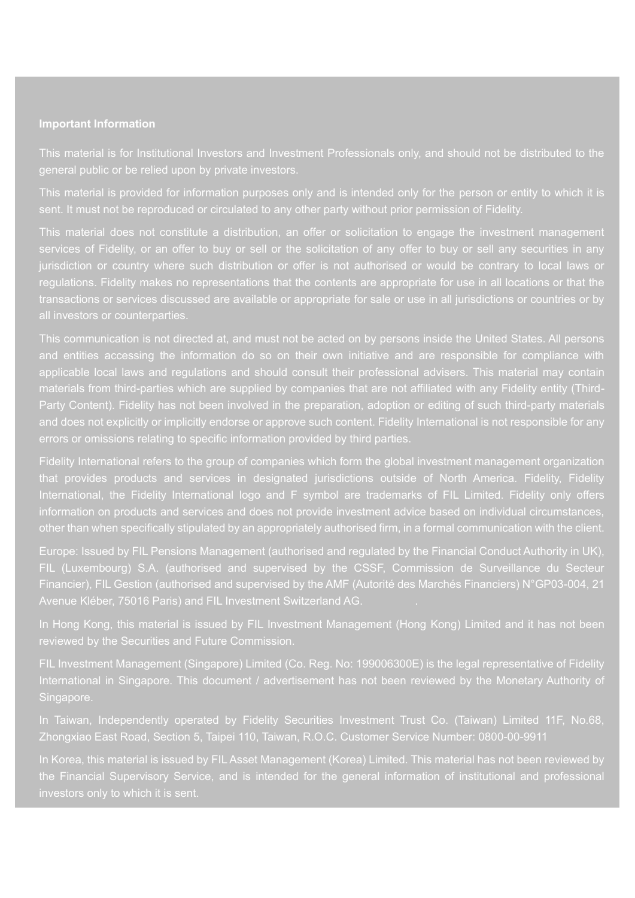**Important Information**

This material is for Institutional Investors and Investment Professionals only, and should not be distributed to the general public or be relied upon by private investors.

This material is provided for information purposes only and is intended only for the person or entity to which it is sent. It must not be reproduced or circulated to any other party without prior permission of Fidelity.

This material does not constitute a distribution, an offer or solicitation to engage the investment management services of Fidelity, or an offer to buy or sell or the solicitation of any offer to buy or sell any securities in any jurisdiction or country where such distribution or offer is not authorised or would be contrary to local laws or regulations. Fidelity makes no representations that the contents are appropriate for use in all locations or that the transactions or services discussed are available or appropriate for sale or use in all jurisdictions or countries or by all investors or counterparties.

This communication is not directed at, and must not be acted on by persons inside the United States. All persons and entities accessing the information do so on their own initiative and are responsible for compliance with applicable local laws and regulations and should consult their professional advisers. This material may contain materials from third-parties which are supplied by companies that are not affiliated with any Fidelity entity (Third-Party Content). Fidelity has not been involved in the preparation, adoption or editing of such third-party materials and does not explicitly or implicitly endorse or approve such content. Fidelity International is not responsible for any errors or omissions relating to specific information provided by third parties.

Fidelity International refers to the group of companies which form the global investment management organization that provides products and services in designated jurisdictions outside of North America. Fidelity, Fidelity International, the Fidelity International logo and F symbol are trademarks of FIL Limited. Fidelity only offers information on products and services and does not provide investment advice based on individual circumstances, other than when specifically stipulated by an appropriately authorised firm, in a formal communication with the client.

Europe: Issued by FIL Pensions Management (authorised and regulated by the Financial Conduct Authority in UK), FIL (Luxembourg) S.A. (authorised and supervised by the CSSF, Commission de Surveillance du Secteur Financier), FIL Gestion (authorised and supervised by the AMF (Autorité des Marchés Financiers) N°GP03-004, 21 Avenue Kléber, 75016 Paris) and FIL Investment Switzerland AG.

In Hong Kong, this material is issued by FIL Investment Management (Hong Kong) Limited and it has not been reviewed by the Securities and Future Commission.

FIL Investment Management (Singapore) Limited (Co. Reg. No: 199006300E) is the legal representative of Fidelity International in Singapore. This document / advertisement has not been reviewed by the Monetary Authority of Singapore.

In Taiwan, Independently operated by Fidelity Securities Investment Trust Co. (Taiwan) Limited 11F, No.68, Zhongxiao East Road, Section 5, Taipei 110, Taiwan, R.O.C. Customer Service Number: 0800-00-9911

In Korea, this material is issued by FIL Asset Management (Korea) Limited. This material has not been reviewed by the Financial Supervisory Service, and is intended for the general information of institutional and professional investors only to which it is sent.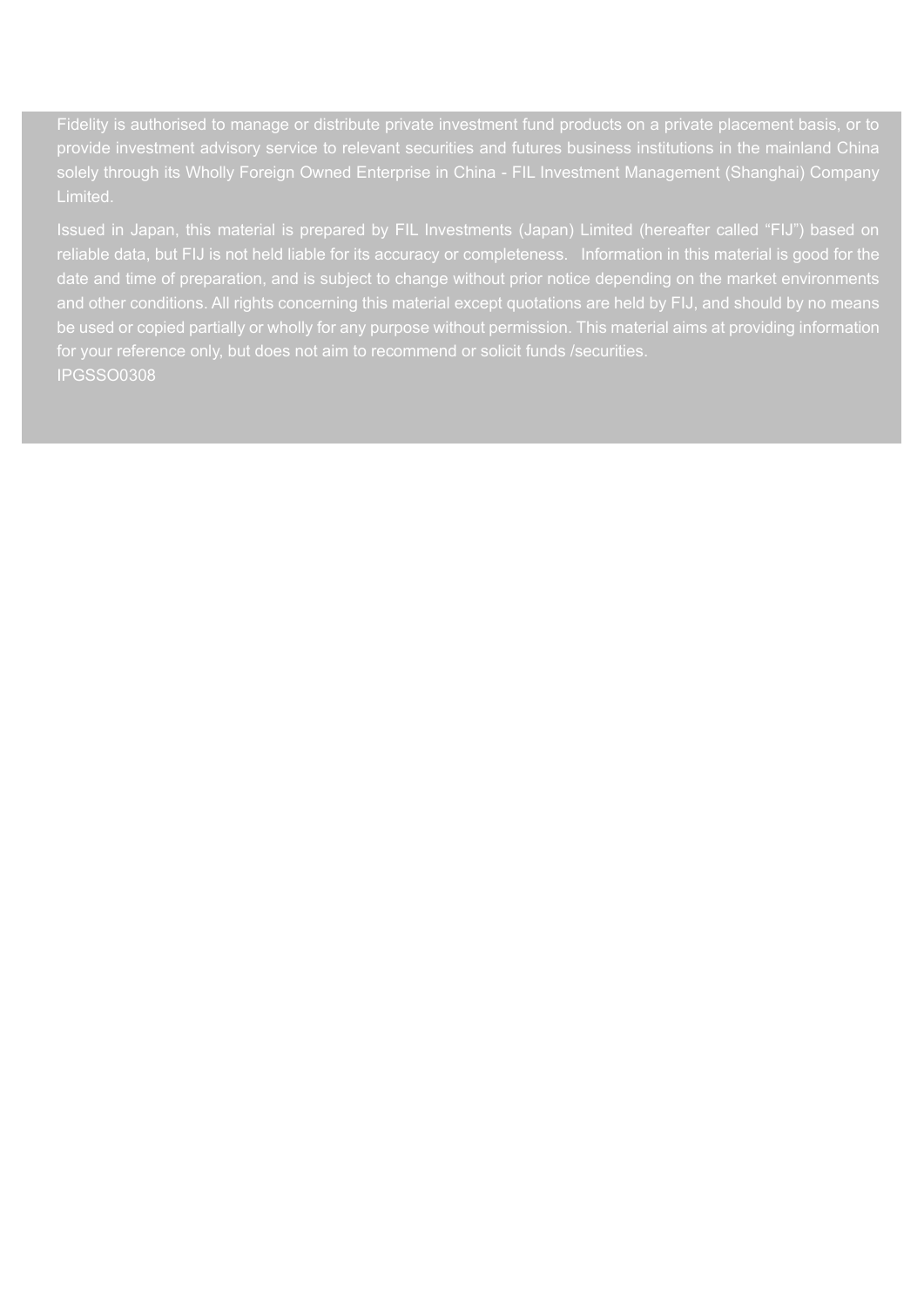Fidelity is authorised to manage or distribute private investment fund products on a private placement basis, or to provide investment advisory service to relevant securities and futures business institutions in the mainland China solely through its Wholly Foreign Owned Enterprise in China - FIL Investment Management (Shanghai) Company Limited.

Issued in Japan, this material is prepared by FIL Investments (Japan) Limited (hereafter called "FIJ") based on reliable data, but FIJ is not held liable for its accuracy or completeness. Information in this material is good for the date and time of preparation, and is subject to change without prior notice depending on the market environments and other conditions. All rights concerning this material except quotations are held by FIJ, and should by no means be used or copied partially or wholly for any purpose without permission. This material aims at providing information for your reference only, but does not aim to recommend or solicit funds /securities.
IPGSSO0308